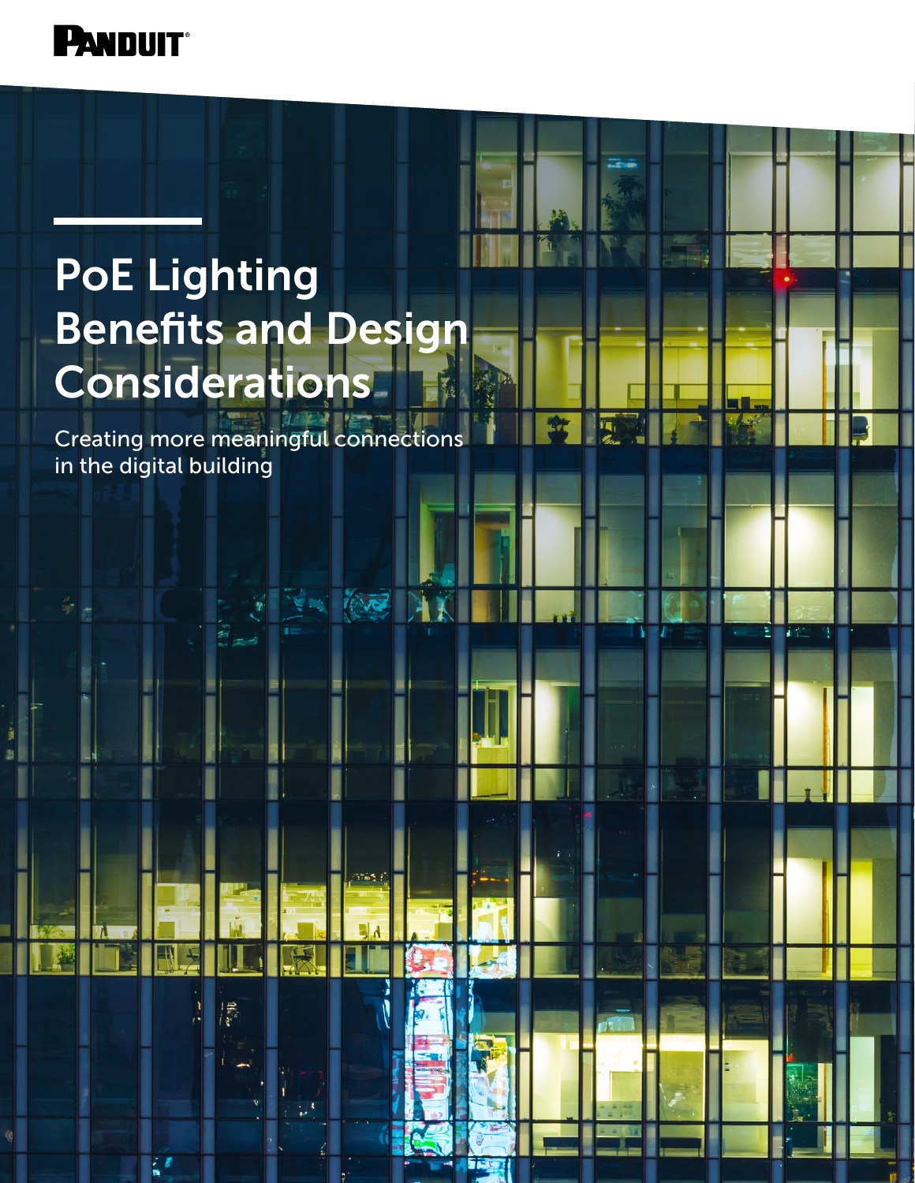PANDUIT

# PoE Lighting Benefits and Design Considerations

Creating more meaningful connections in the digital building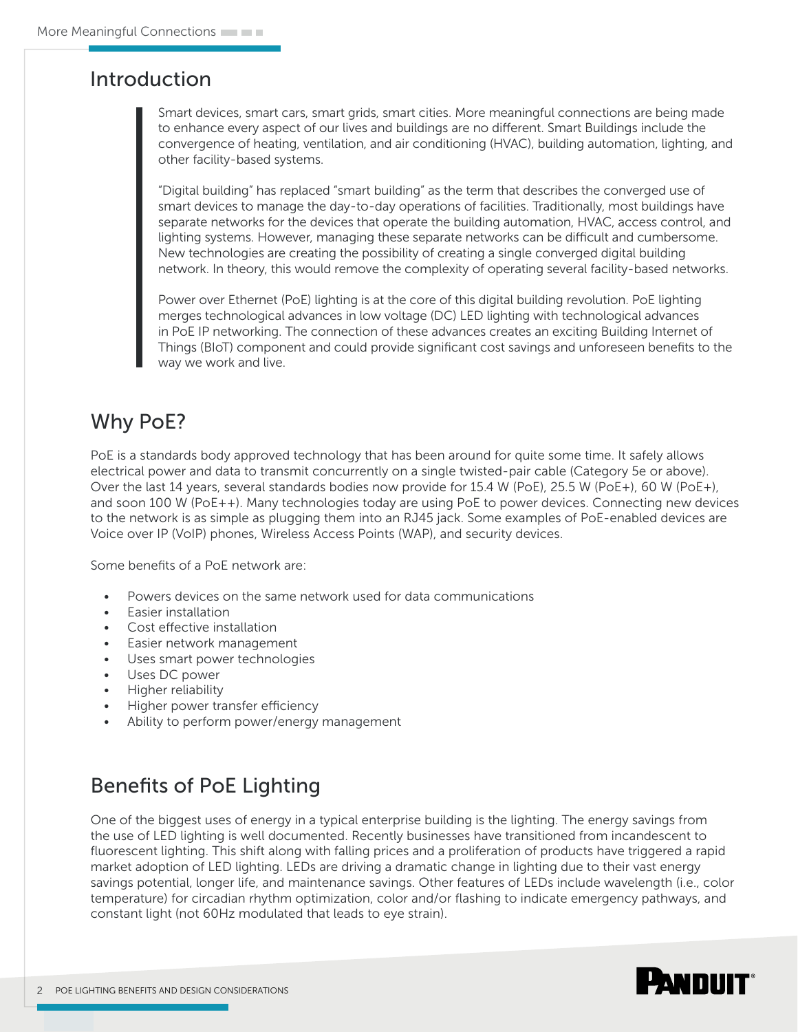## Introduction

> Smart devices, smart cars, smart grids, smart cities. More meaningful connections are being made to enhance every aspect of our lives and buildings are no different. Smart Buildings include the convergence of heating, ventilation, and air conditioning (HVAC), building automation, lighting, and other facility-based systems.
>
> "Digital building" has replaced "smart building" as the term that describes the converged use of smart devices to manage the day-to-day operations of facilities. Traditionally, most buildings have separate networks for the devices that operate the building automation, HVAC, access control, and lighting systems. However, managing these separate networks can be difficult and cumbersome. New technologies are creating the possibility of creating a single converged digital building network. In theory, this would remove the complexity of operating several facility-based networks.
>
> Power over Ethernet (PoE) lighting is at the core of this digital building revolution. PoE lighting merges technological advances in low voltage (DC) LED lighting with technological advances in PoE IP networking. The connection of these advances creates an exciting Building Internet of Things (BIoT) component and could provide significant cost savings and unforeseen benefits to the way we work and live.

## Why PoE?

PoE is a standards body approved technology that has been around for quite some time. It safely allows electrical power and data to transmit concurrently on a single twisted-pair cable (Category 5e or above). Over the last 14 years, several standards bodies now provide for 15.4 W (PoE), 25.5 W (PoE+), 60 W (PoE+), and soon 100 W (PoE++). Many technologies today are using PoE to power devices. Connecting new devices to the network is as simple as plugging them into an RJ45 jack. Some examples of PoE-enabled devices are Voice over IP (VoIP) phones, Wireless Access Points (WAP), and security devices.

Some benefits of a PoE network are:

- Powers devices on the same network used for data communications
- Easier installation
- Cost effective installation
- Easier network management
- Uses smart power technologies
- Uses DC power
- Higher reliability
- Higher power transfer efficiency
- Ability to perform power/energy management

## Benefits of PoE Lighting

One of the biggest uses of energy in a typical enterprise building is the lighting. The energy savings from the use of LED lighting is well documented. Recently businesses have transitioned from incandescent to fluorescent lighting. This shift along with falling prices and a proliferation of products have triggered a rapid market adoption of LED lighting. LEDs are driving a dramatic change in lighting due to their vast energy savings potential, longer life, and maintenance savings. Other features of LEDs include wavelength (i.e., color temperature) for circadian rhythm optimization, color and/or flashing to indicate emergency pathways, and constant light (not 60Hz modulated that leads to eye strain).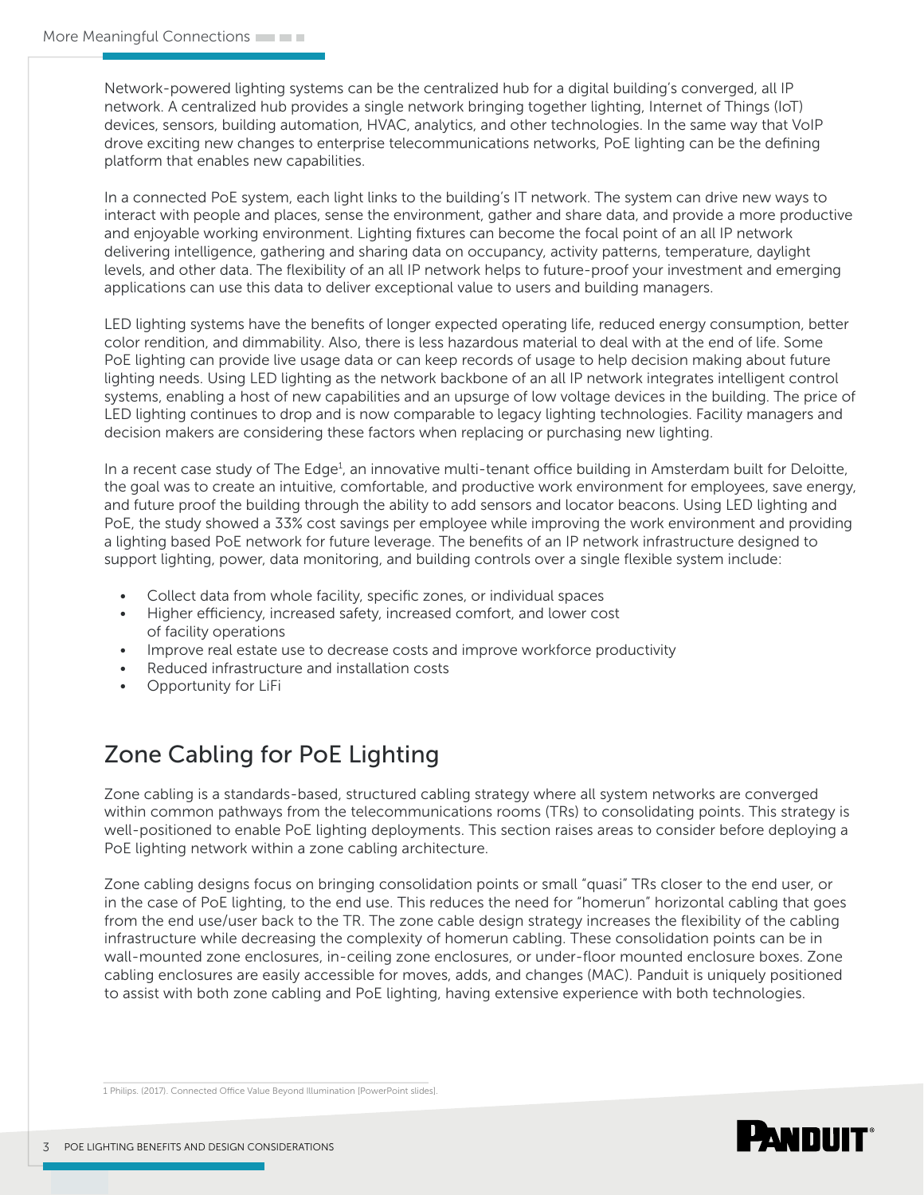Network-powered lighting systems can be the centralized hub for a digital building's converged, all IP network. A centralized hub provides a single network bringing together lighting, Internet of Things (IoT) devices, sensors, building automation, HVAC, analytics, and other technologies. In the same way that VoIP drove exciting new changes to enterprise telecommunications networks, PoE lighting can be the defining platform that enables new capabilities.

In a connected PoE system, each light links to the building's IT network. The system can drive new ways to interact with people and places, sense the environment, gather and share data, and provide a more productive and enjoyable working environment. Lighting fixtures can become the focal point of an all IP network delivering intelligence, gathering and sharing data on occupancy, activity patterns, temperature, daylight levels, and other data. The flexibility of an all IP network helps to future-proof your investment and emerging applications can use this data to deliver exceptional value to users and building managers.

LED lighting systems have the benefits of longer expected operating life, reduced energy consumption, better color rendition, and dimmability. Also, there is less hazardous material to deal with at the end of life. Some PoE lighting can provide live usage data or can keep records of usage to help decision making about future lighting needs. Using LED lighting as the network backbone of an all IP network integrates intelligent control systems, enabling a host of new capabilities and an upsurge of low voltage devices in the building. The price of LED lighting continues to drop and is now comparable to legacy lighting technologies. Facility managers and decision makers are considering these factors when replacing or purchasing new lighting.

In a recent case study of The Edge[1], an innovative multi-tenant office building in Amsterdam built for Deloitte, the goal was to create an intuitive, comfortable, and productive work environment for employees, save energy, and future proof the building through the ability to add sensors and locator beacons. Using LED lighting and PoE, the study showed a 33% cost savings per employee while improving the work environment and providing a lighting based PoE network for future leverage. The benefits of an IP network infrastructure designed to support lighting, power, data monitoring, and building controls over a single flexible system include:

- Collect data from whole facility, specific zones, or individual spaces
- Higher efficiency, increased safety, increased comfort, and lower cost of facility operations
- Improve real estate use to decrease costs and improve workforce productivity
- Reduced infrastructure and installation costs
- Opportunity for LiFi

## Zone Cabling for PoE Lighting

Zone cabling is a standards-based, structured cabling strategy where all system networks are converged within common pathways from the telecommunications rooms (TRs) to consolidating points. This strategy is well-positioned to enable PoE lighting deployments. This section raises areas to consider before deploying a PoE lighting network within a zone cabling architecture.

Zone cabling designs focus on bringing consolidation points or small "quasi" TRs closer to the end user, or in the case of PoE lighting, to the end use. This reduces the need for "homerun" horizontal cabling that goes from the end use/user back to the TR. The zone cable design strategy increases the flexibility of the cabling infrastructure while decreasing the complexity of homerun cabling. These consolidation points can be in wall-mounted zone enclosures, in-ceiling zone enclosures, or under-floor mounted enclosure boxes. Zone cabling enclosures are easily accessible for moves, adds, and changes (MAC). Panduit is uniquely positioned to assist with both zone cabling and PoE lighting, having extensive experience with both technologies.

1 Philips. (2017). Connected Office Value Beyond Illumination [PowerPoint slides].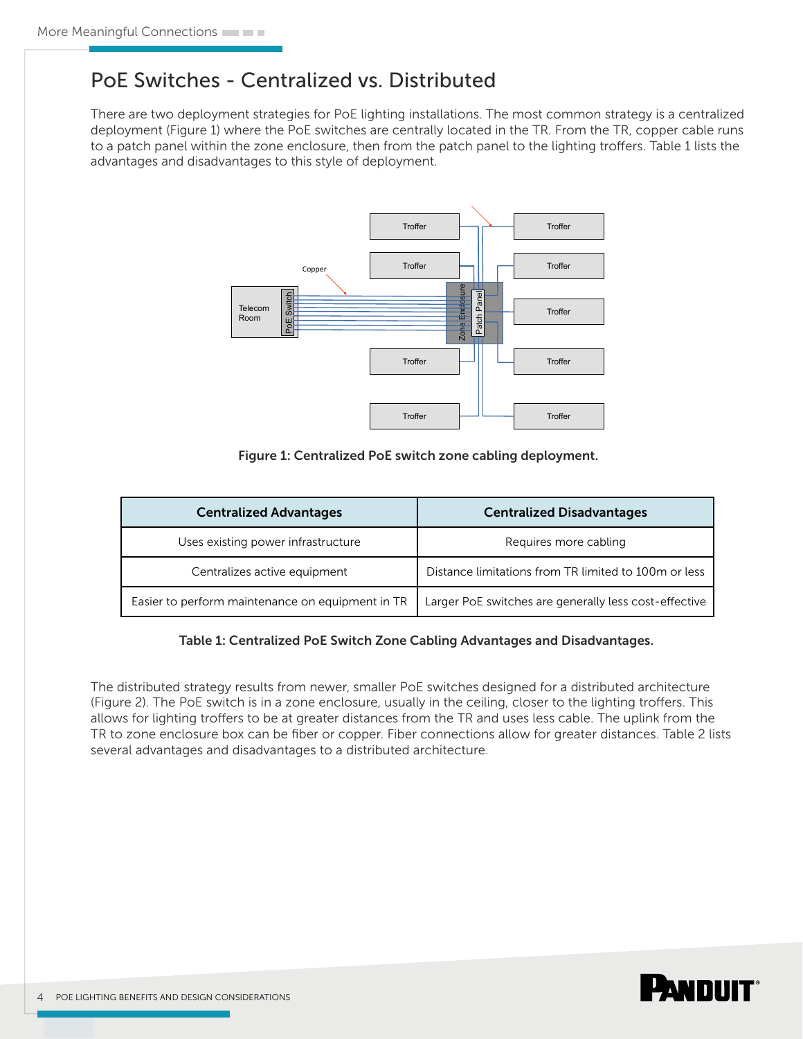## PoE Switches - Centralized vs. Distributed

There are two deployment strategies for PoE lighting installations. The most common strategy is a centralized deployment (Figure 1) where the PoE switches are centrally located in the TR. From the TR, copper cable runs to a patch panel within the zone enclosure, then from the patch panel to the lighting troffers. Table 1 lists the advantages and disadvantages to this style of deployment.

**Figure 1: Centralized PoE switch zone cabling deployment.**

| Centralized Advantages | Centralized Disadvantages |
| --- | --- |
| Uses existing power infrastructure | Requires more cabling |
| Centralizes active equipment | Distance limitations from TR limited to 100m or less |
| Easier to perform maintenance on equipment in TR | Larger PoE switches are generally less cost-effective |

**Table 1: Centralized PoE Switch Zone Cabling Advantages and Disadvantages.**

The distributed strategy results from newer, smaller PoE switches designed for a distributed architecture (Figure 2). The PoE switch is in a zone enclosure, usually in the ceiling, closer to the lighting troffers. This allows for lighting troffers to be at greater distances from the TR and uses less cable. The uplink from the TR to zone enclosure box can be fiber or copper. Fiber connections allow for greater distances. Table 2 lists several advantages and disadvantages to a distributed architecture.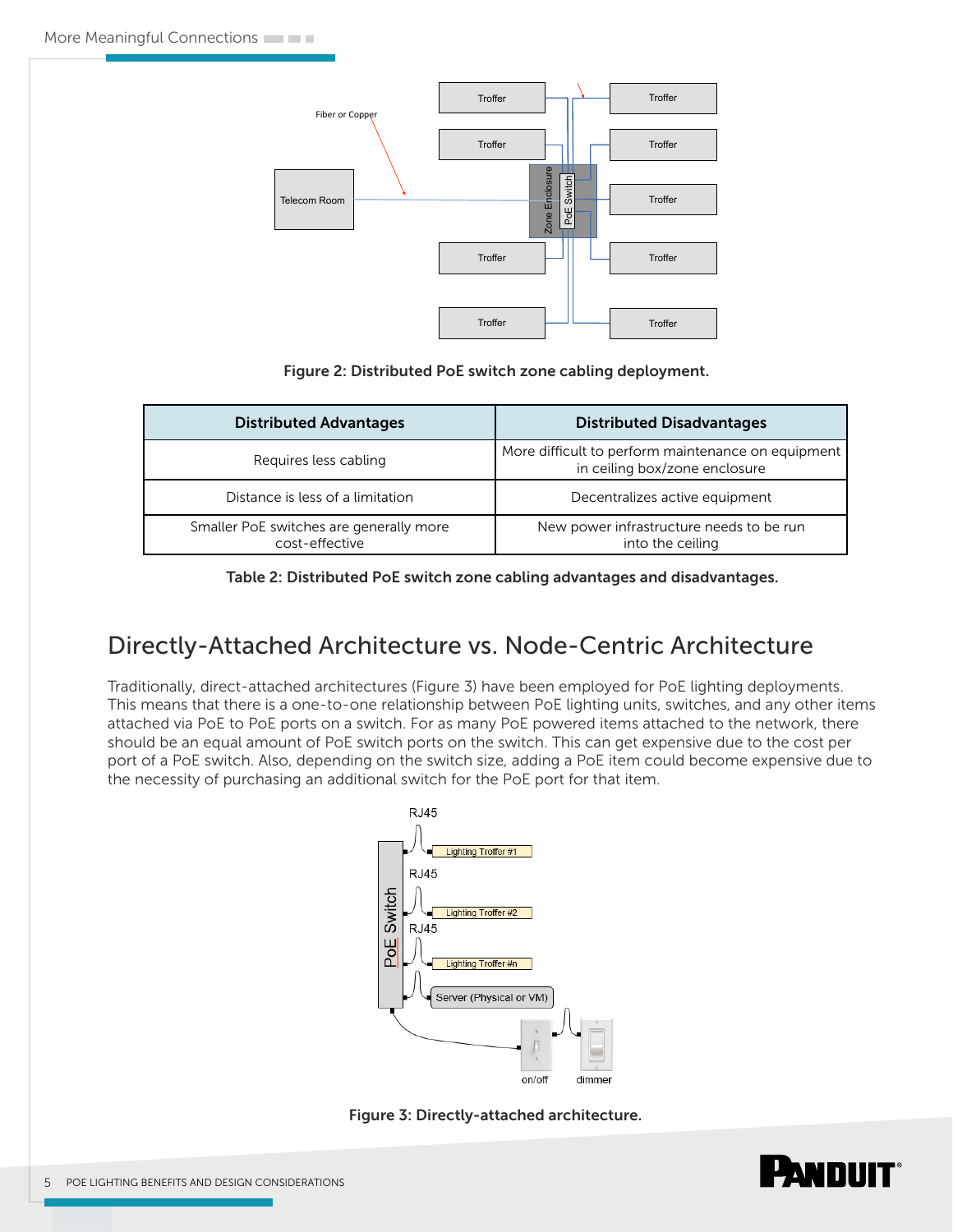Figure 2: Distributed PoE switch zone cabling deployment.

| Distributed Advantages | Distributed Disadvantages |
|---|---|
| Requires less cabling | More difficult to perform maintenance on equipment in ceiling box/zone enclosure |
| Distance is less of a limitation | Decentralizes active equipment |
| Smaller PoE switches are generally more cost-effective | New power infrastructure needs to be run into the ceiling |

Table 2: Distributed PoE switch zone cabling advantages and disadvantages.

## Directly-Attached Architecture vs. Node-Centric Architecture

Traditionally, direct-attached architectures (Figure 3) have been employed for PoE lighting deployments. This means that there is a one-to-one relationship between PoE lighting units, switches, and any other items attached via PoE to PoE ports on a switch. For as many PoE powered items attached to the network, there should be an equal amount of PoE switch ports on the switch. This can get expensive due to the cost per port of a PoE switch. Also, depending on the switch size, adding a PoE item could become expensive due to the necessity of purchasing an additional switch for the PoE port for that item.

Figure 3: Directly-attached architecture.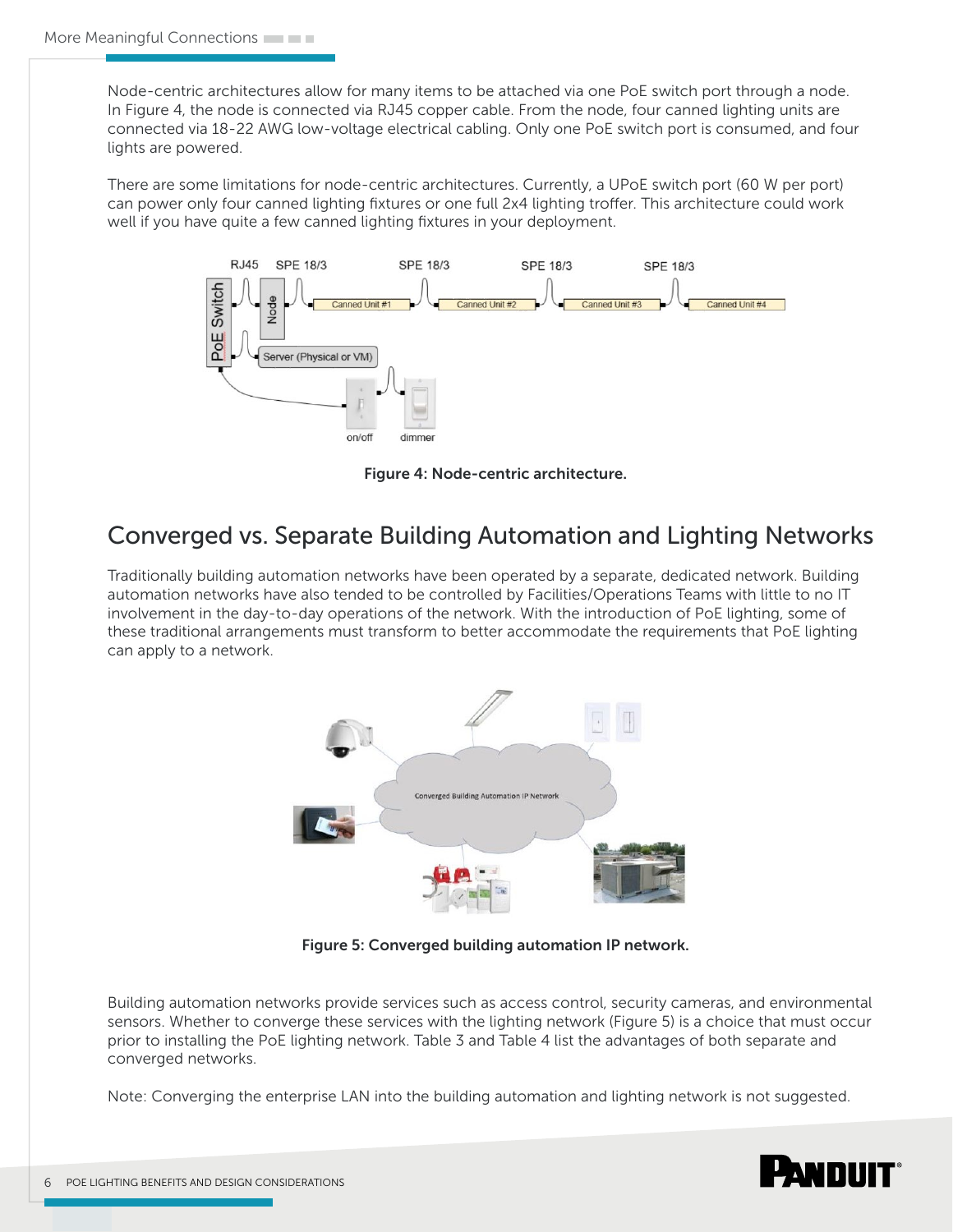Node-centric architectures allow for many items to be attached via one PoE switch port through a node. In Figure 4, the node is connected via RJ45 copper cable. From the node, four canned lighting units are connected via 18-22 AWG low-voltage electrical cabling. Only one PoE switch port is consumed, and four lights are powered.

There are some limitations for node-centric architectures. Currently, a UPoE switch port (60 W per port) can power only four canned lighting fixtures or one full 2x4 lighting troffer. This architecture could work well if you have quite a few canned lighting fixtures in your deployment.

**Figure 4: Node-centric architecture.**

## Converged vs. Separate Building Automation and Lighting Networks

Traditionally building automation networks have been operated by a separate, dedicated network. Building automation networks have also tended to be controlled by Facilities/Operations Teams with little to no IT involvement in the day-to-day operations of the network. With the introduction of PoE lighting, some of these traditional arrangements must transform to better accommodate the requirements that PoE lighting can apply to a network.

**Figure 5: Converged building automation IP network.**

Building automation networks provide services such as access control, security cameras, and environmental sensors. Whether to converge these services with the lighting network (Figure 5) is a choice that must occur prior to installing the PoE lighting network. Table 3 and Table 4 list the advantages of both separate and converged networks.

Note: Converging the enterprise LAN into the building automation and lighting network is not suggested.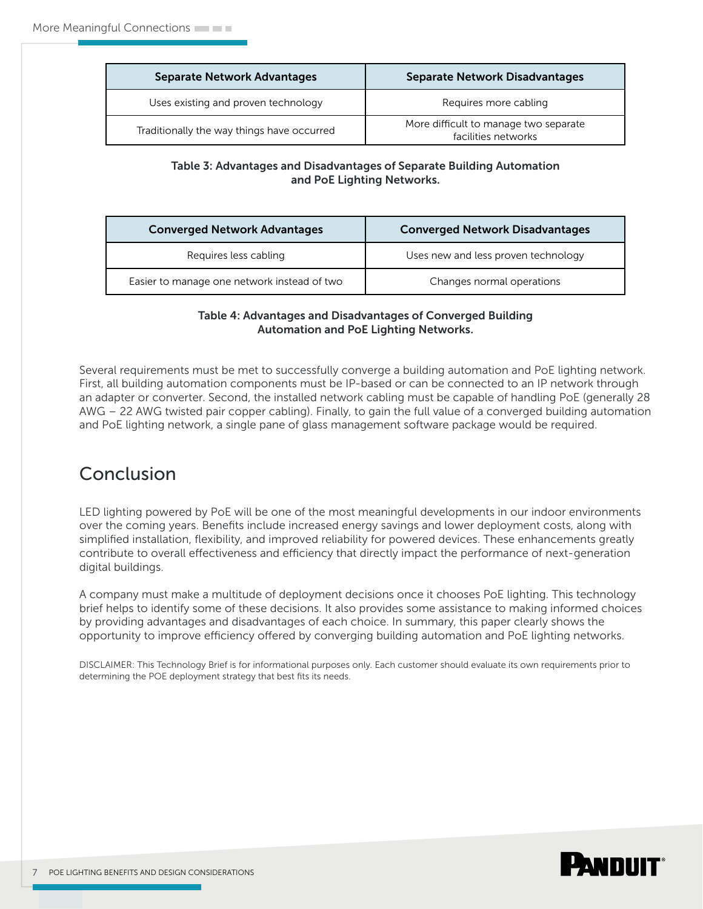| Separate Network Advantages | Separate Network Disadvantages |
|---|---|
| Uses existing and proven technology | Requires more cabling |
| Traditionally the way things have occurred | More difficult to manage two separate facilities networks |

**Table 3: Advantages and Disadvantages of Separate Building Automation and PoE Lighting Networks.**

| Converged Network Advantages | Converged Network Disadvantages |
|---|---|
| Requires less cabling | Uses new and less proven technology |
| Easier to manage one network instead of two | Changes normal operations |

**Table 4: Advantages and Disadvantages of Converged Building Automation and PoE Lighting Networks.**

Several requirements must be met to successfully converge a building automation and PoE lighting network. First, all building automation components must be IP-based or can be connected to an IP network through an adapter or converter. Second, the installed network cabling must be capable of handling PoE (generally 28 AWG – 22 AWG twisted pair copper cabling). Finally, to gain the full value of a converged building automation and PoE lighting network, a single pane of glass management software package would be required.

## Conclusion

LED lighting powered by PoE will be one of the most meaningful developments in our indoor environments over the coming years. Benefits include increased energy savings and lower deployment costs, along with simplified installation, flexibility, and improved reliability for powered devices. These enhancements greatly contribute to overall effectiveness and efficiency that directly impact the performance of next-generation digital buildings.

A company must make a multitude of deployment decisions once it chooses PoE lighting. This technology brief helps to identify some of these decisions. It also provides some assistance to making informed choices by providing advantages and disadvantages of each choice. In summary, this paper clearly shows the opportunity to improve efficiency offered by converging building automation and PoE lighting networks.

DISCLAIMER: This Technology Brief is for informational purposes only. Each customer should evaluate its own requirements prior to determining the POE deployment strategy that best fits its needs.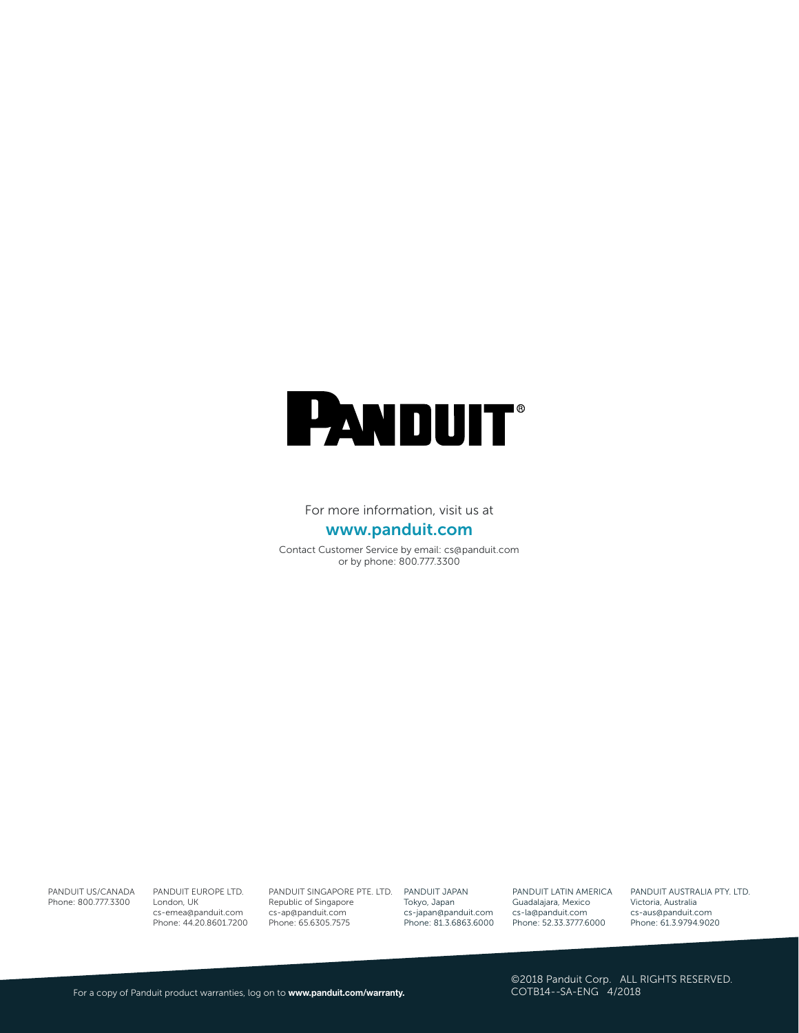PANDUIT®

For more information, visit us at

**www.panduit.com**

Contact Customer Service by email: cs@panduit.com
or by phone: 800.777.3300

PANDUIT US/CANADA
Phone: 800.777.3300

PANDUIT EUROPE LTD.
London, UK
cs-emea@panduit.com
Phone: 44.20.8601.7200

PANDUIT SINGAPORE PTE. LTD.
Republic of Singapore
cs-ap@panduit.com
Phone: 65.6305.7575

PANDUIT JAPAN
Tokyo, Japan
cs-japan@panduit.com
Phone: 81.3.6863.6000

PANDUIT LATIN AMERICA
Guadalajara, Mexico
cs-la@panduit.com
Phone: 52.33.3777.6000

PANDUIT AUSTRALIA PTY. LTD.
Victoria, Australia
cs-aus@panduit.com
Phone: 61.3.9794.9020

For a copy of Panduit product warranties, log on to **www.panduit.com/warranty.**

©2018 Panduit Corp. ALL RIGHTS RESERVED.
COTB14--SA-ENG 4/2018